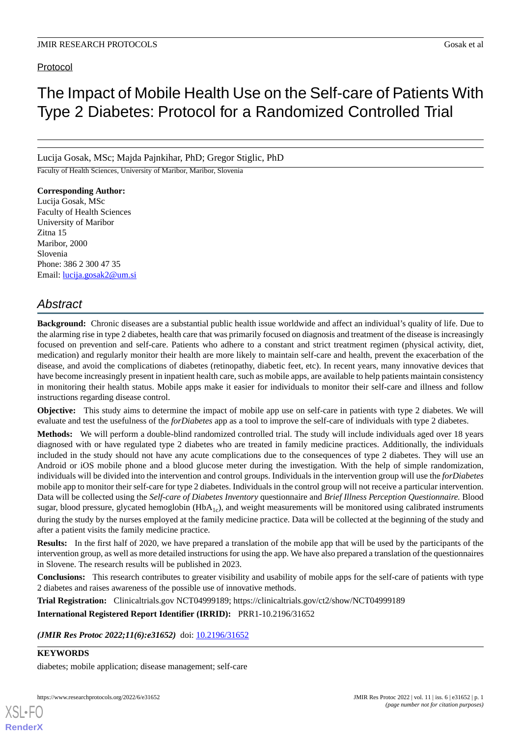Protocol

# The Impact of Mobile Health Use on the Self-care of Patients With Type 2 Diabetes: Protocol for a Randomized Controlled Trial

Lucija Gosak, MSc; Majda Pajnkihar, PhD; Gregor Stiglic, PhD

Faculty of Health Sciences, University of Maribor, Maribor, Slovenia

**Corresponding Author:**
Lucija Gosak, MSc
Faculty of Health Sciences
University of Maribor
Zitna 15
Maribor, 2000
Slovenia
Phone: 386 2 300 47 35
Email: lucija.gosak2@um.si

## Abstract

**Background:** Chronic diseases are a substantial public health issue worldwide and affect an individual's quality of life. Due to the alarming rise in type 2 diabetes, health care that was primarily focused on diagnosis and treatment of the disease is increasingly focused on prevention and self-care. Patients who adhere to a constant and strict treatment regimen (physical activity, diet, medication) and regularly monitor their health are more likely to maintain self-care and health, prevent the exacerbation of the disease, and avoid the complications of diabetes (retinopathy, diabetic feet, etc). In recent years, many innovative devices that have become increasingly present in inpatient health care, such as mobile apps, are available to help patients maintain consistency in monitoring their health status. Mobile apps make it easier for individuals to monitor their self-care and illness and follow instructions regarding disease control.

**Objective:** This study aims to determine the impact of mobile app use on self-care in patients with type 2 diabetes. We will evaluate and test the usefulness of the *forDiabetes* app as a tool to improve the self-care of individuals with type 2 diabetes.

**Methods:** We will perform a double-blind randomized controlled trial. The study will include individuals aged over 18 years diagnosed with or have regulated type 2 diabetes who are treated in family medicine practices. Additionally, the individuals included in the study should not have any acute complications due to the consequences of type 2 diabetes. They will use an Android or iOS mobile phone and a blood glucose meter during the investigation. With the help of simple randomization, individuals will be divided into the intervention and control groups. Individuals in the intervention group will use the *forDiabetes* mobile app to monitor their self-care for type 2 diabetes. Individuals in the control group will not receive a particular intervention. Data will be collected using the *Self-care of Diabetes Inventory* questionnaire and *Brief Illness Perception Questionnaire.* Blood sugar, blood pressure, glycated hemoglobin ($HbA_{1c}$), and weight measurements will be monitored using calibrated instruments during the study by the nurses employed at the family medicine practice. Data will be collected at the beginning of the study and after a patient visits the family medicine practice.

**Results:** In the first half of 2020, we have prepared a translation of the mobile app that will be used by the participants of the intervention group, as well as more detailed instructions for using the app. We have also prepared a translation of the questionnaires in Slovene. The research results will be published in 2023.

**Conclusions:** This research contributes to greater visibility and usability of mobile apps for the self-care of patients with type 2 diabetes and raises awareness of the possible use of innovative methods.

**Trial Registration:** Clinicaltrials.gov NCT04999189; https://clinicaltrials.gov/ct2/show/NCT04999189

**International Registered Report Identifier (IRRID):** PRR1-10.2196/31652

***(JMIR Res Protoc 2022;11(6):e31652)*** doi: 10.2196/31652

**KEYWORDS**

diabetes; mobile application; disease management; self-care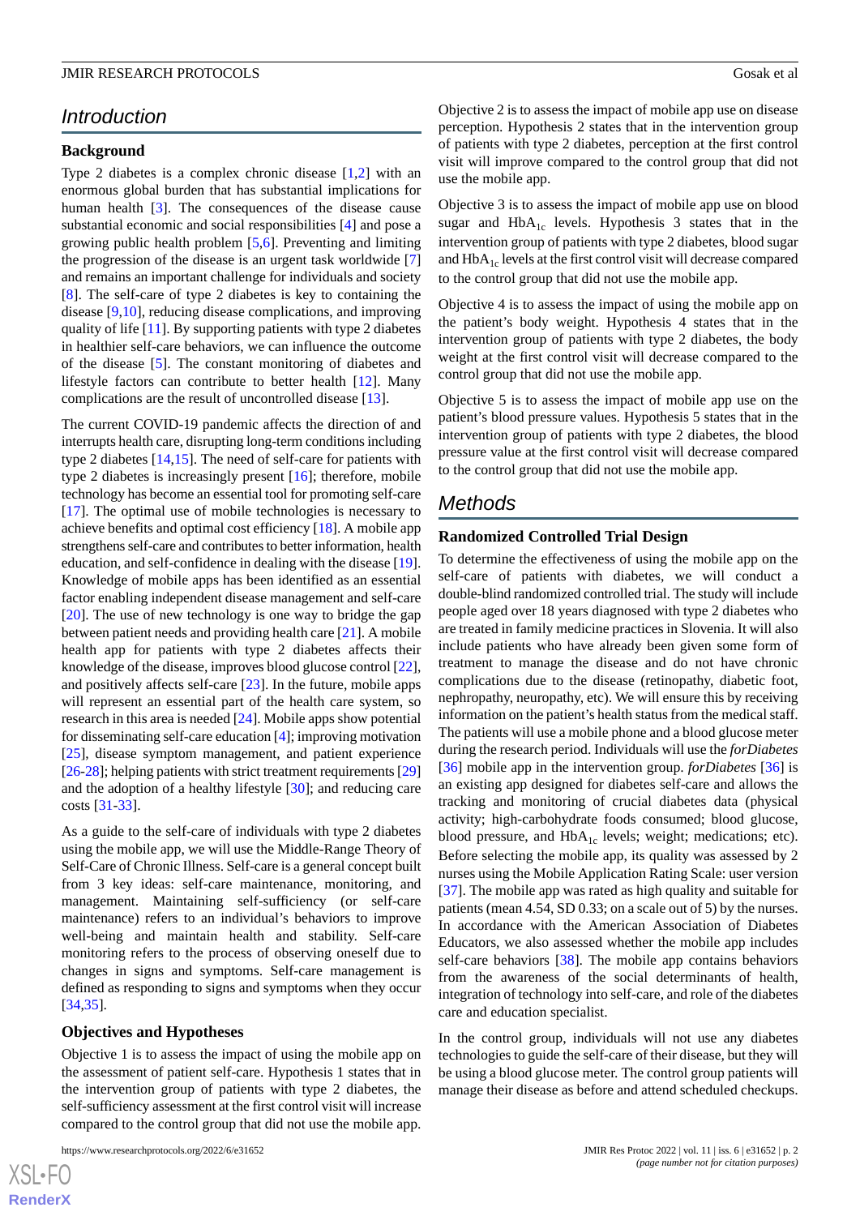## Introduction

### Background

Type 2 diabetes is a complex chronic disease [1,2] with an enormous global burden that has substantial implications for human health [3]. The consequences of the disease cause substantial economic and social responsibilities [4] and pose a growing public health problem [5,6]. Preventing and limiting the progression of the disease is an urgent task worldwide [7] and remains an important challenge for individuals and society [8]. The self-care of type 2 diabetes is key to containing the disease [9,10], reducing disease complications, and improving quality of life [11]. By supporting patients with type 2 diabetes in healthier self-care behaviors, we can influence the outcome of the disease [5]. The constant monitoring of diabetes and lifestyle factors can contribute to better health [12]. Many complications are the result of uncontrolled disease [13].

The current COVID-19 pandemic affects the direction of and interrupts health care, disrupting long-term conditions including type 2 diabetes [14,15]. The need of self-care for patients with type 2 diabetes is increasingly present [16]; therefore, mobile technology has become an essential tool for promoting self-care [17]. The optimal use of mobile technologies is necessary to achieve benefits and optimal cost efficiency [18]. A mobile app strengthens self-care and contributes to better information, health education, and self-confidence in dealing with the disease [19]. Knowledge of mobile apps has been identified as an essential factor enabling independent disease management and self-care [20]. The use of new technology is one way to bridge the gap between patient needs and providing health care [21]. A mobile health app for patients with type 2 diabetes affects their knowledge of the disease, improves blood glucose control [22], and positively affects self-care [23]. In the future, mobile apps will represent an essential part of the health care system, so research in this area is needed [24]. Mobile apps show potential for disseminating self-care education [4]; improving motivation [25], disease symptom management, and patient experience [26-28]; helping patients with strict treatment requirements [29] and the adoption of a healthy lifestyle [30]; and reducing care costs [31-33].

As a guide to the self-care of individuals with type 2 diabetes using the mobile app, we will use the Middle-Range Theory of Self-Care of Chronic Illness. Self-care is a general concept built from 3 key ideas: self-care maintenance, monitoring, and management. Maintaining self-sufficiency (or self-care maintenance) refers to an individual's behaviors to improve well-being and maintain health and stability. Self-care monitoring refers to the process of observing oneself due to changes in signs and symptoms. Self-care management is defined as responding to signs and symptoms when they occur [34,35].

### Objectives and Hypotheses

Objective 1 is to assess the impact of using the mobile app on the assessment of patient self-care. Hypothesis 1 states that in the intervention group of patients with type 2 diabetes, the self-sufficiency assessment at the first control visit will increase compared to the control group that did not use the mobile app.

Objective 2 is to assess the impact of mobile app use on disease perception. Hypothesis 2 states that in the intervention group of patients with type 2 diabetes, perception at the first control visit will improve compared to the control group that did not use the mobile app.

Objective 3 is to assess the impact of mobile app use on blood sugar and $HbA_{1c}$ levels. Hypothesis 3 states that in the intervention group of patients with type 2 diabetes, blood sugar and $HbA_{1c}$ levels at the first control visit will decrease compared to the control group that did not use the mobile app.

Objective 4 is to assess the impact of using the mobile app on the patient's body weight. Hypothesis 4 states that in the intervention group of patients with type 2 diabetes, the body weight at the first control visit will decrease compared to the control group that did not use the mobile app.

Objective 5 is to assess the impact of mobile app use on the patient's blood pressure values. Hypothesis 5 states that in the intervention group of patients with type 2 diabetes, the blood pressure value at the first control visit will decrease compared to the control group that did not use the mobile app.

## Methods

### Randomized Controlled Trial Design

To determine the effectiveness of using the mobile app on the self-care of patients with diabetes, we will conduct a double-blind randomized controlled trial. The study will include people aged over 18 years diagnosed with type 2 diabetes who are treated in family medicine practices in Slovenia. It will also include patients who have already been given some form of treatment to manage the disease and do not have chronic complications due to the disease (retinopathy, diabetic foot, nephropathy, neuropathy, etc). We will ensure this by receiving information on the patient's health status from the medical staff. The patients will use a mobile phone and a blood glucose meter during the research period. Individuals will use the *forDiabetes* [36] mobile app in the intervention group. *forDiabetes* [36] is an existing app designed for diabetes self-care and allows the tracking and monitoring of crucial diabetes data (physical activity; high-carbohydrate foods consumed; blood glucose, blood pressure, and $HbA_{1c}$ levels; weight; medications; etc). Before selecting the mobile app, its quality was assessed by 2 nurses using the Mobile Application Rating Scale: user version [37]. The mobile app was rated as high quality and suitable for patients (mean 4.54, SD 0.33; on a scale out of 5) by the nurses. In accordance with the American Association of Diabetes Educators, we also assessed whether the mobile app includes self-care behaviors [38]. The mobile app contains behaviors from the awareness of the social determinants of health, integration of technology into self-care, and role of the diabetes care and education specialist.

In the control group, individuals will not use any diabetes technologies to guide the self-care of their disease, but they will be using a blood glucose meter. The control group patients will manage their disease as before and attend scheduled checkups.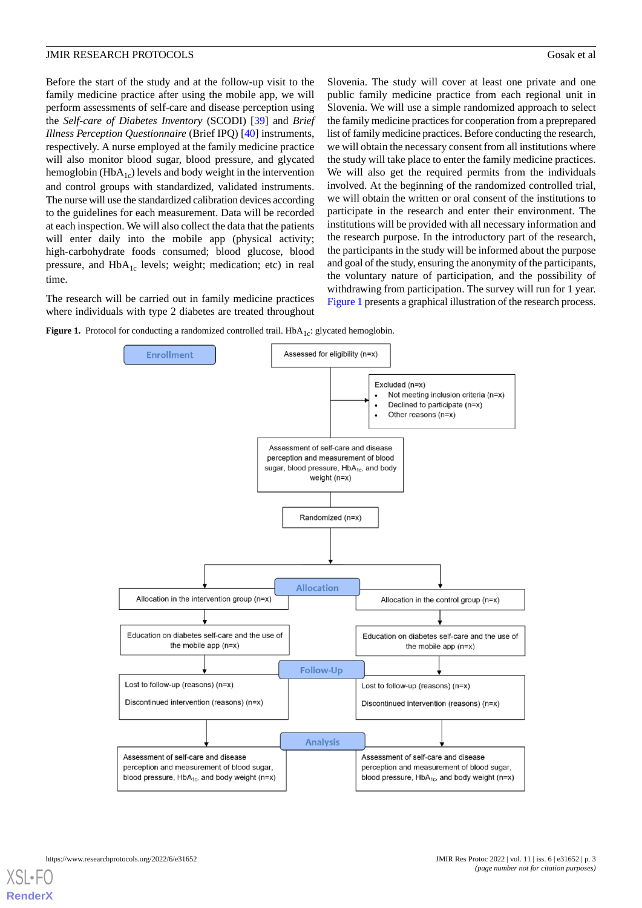Before the start of the study and at the follow-up visit to the family medicine practice after using the mobile app, we will perform assessments of self-care and disease perception using the *Self-care of Diabetes Inventory* (SCODI) [39] and *Brief Illness Perception Questionnaire* (Brief IPQ) [40] instruments, respectively. A nurse employed at the family medicine practice will also monitor blood sugar, blood pressure, and glycated hemoglobin ($HbA_{1c}$) levels and body weight in the intervention and control groups with standardized, validated instruments. The nurse will use the standardized calibration devices according to the guidelines for each measurement. Data will be recorded at each inspection. We will also collect the data that the patients will enter daily into the mobile app (physical activity; high-carbohydrate foods consumed; blood glucose, blood pressure, and $HbA_{1c}$ levels; weight; medication; etc) in real time.

The research will be carried out in family medicine practices where individuals with type 2 diabetes are treated throughout Slovenia. The study will cover at least one private and one public family medicine practice from each regional unit in Slovenia. We will use a simple randomized approach to select the family medicine practices for cooperation from a preprepared list of family medicine practices. Before conducting the research, we will obtain the necessary consent from all institutions where the study will take place to enter the family medicine practices. We will also get the required permits from the individuals involved. At the beginning of the randomized controlled trial, we will obtain the written or oral consent of the institutions to participate in the research and enter their environment. The institutions will be provided with all necessary information and the research purpose. In the introductory part of the research, the participants in the study will be informed about the purpose and goal of the study, ensuring the anonymity of the participants, the voluntary nature of participation, and the possibility of withdrawing from participation. The survey will run for 1 year. Figure 1 presents a graphical illustration of the research process.

**Figure 1.** Protocol for conducting a randomized controlled trail. $HbA_{1c}$: glycated hemoglobin.

Enrollment

Assessed for eligibility (n=x)

Excluded (n=x)
- Not meeting inclusion criteria (n=x)
- Declined to participate (n=x)
- Other reasons (n=x)

Assessment of self-care and disease perception and measurement of blood sugar, blood pressure, $HbA_{1c}$, and body weight (n=x)

Randomized (n=x)

Allocation

| Intervention group | Control group |
|---|---|
| Allocation in the intervention group (n=x) | Allocation in the control group (n=x) |
| Education on diabetes self-care and the use of the mobile app (n=x) | Education on diabetes self-care and the use of the mobile app (n=x) |
| **Follow-Up** | **Follow-Up** |
| Lost to follow-up (reasons) (n=x); Discontinued intervention (reasons) (n=x) | Lost to follow-up (reasons) (n=x); Discontinued intervention (reasons) (n=x) |
| **Analysis** | **Analysis** |
| Assessment of self-care and disease perception and measurement of blood sugar, blood pressure, $HbA_{1c}$, and body weight (n=x) | Assessment of self-care and disease perception and measurement of blood sugar, blood pressure, $HbA_{1c}$, and body weight (n=x) |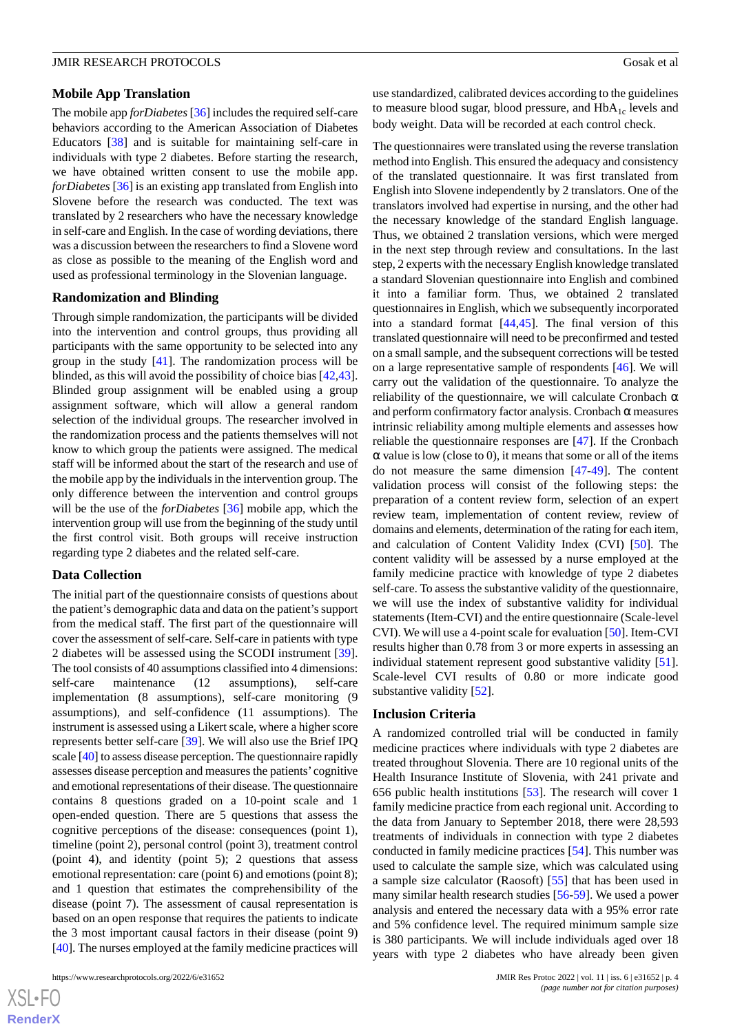### Mobile App Translation

The mobile app *forDiabetes* [36] includes the required self-care behaviors according to the American Association of Diabetes Educators [38] and is suitable for maintaining self-care in individuals with type 2 diabetes. Before starting the research, we have obtained written consent to use the mobile app. *forDiabetes* [36] is an existing app translated from English into Slovene before the research was conducted. The text was translated by 2 researchers who have the necessary knowledge in self-care and English. In the case of wording deviations, there was a discussion between the researchers to find a Slovene word as close as possible to the meaning of the English word and used as professional terminology in the Slovenian language.

### Randomization and Blinding

Through simple randomization, the participants will be divided into the intervention and control groups, thus providing all participants with the same opportunity to be selected into any group in the study [41]. The randomization process will be blinded, as this will avoid the possibility of choice bias [42,43]. Blinded group assignment will be enabled using a group assignment software, which will allow a general random selection of the individual groups. The researcher involved in the randomization process and the patients themselves will not know to which group the patients were assigned. The medical staff will be informed about the start of the research and use of the mobile app by the individuals in the intervention group. The only difference between the intervention and control groups will be the use of the *forDiabetes* [36] mobile app, which the intervention group will use from the beginning of the study until the first control visit. Both groups will receive instruction regarding type 2 diabetes and the related self-care.

### Data Collection

The initial part of the questionnaire consists of questions about the patient's demographic data and data on the patient's support from the medical staff. The first part of the questionnaire will cover the assessment of self-care. Self-care in patients with type 2 diabetes will be assessed using the SCODI instrument [39]. The tool consists of 40 assumptions classified into 4 dimensions: self-care maintenance (12 assumptions), self-care implementation (8 assumptions), self-care monitoring (9 assumptions), and self-confidence (11 assumptions). The instrument is assessed using a Likert scale, where a higher score represents better self-care [39]. We will also use the Brief IPQ scale [40] to assess disease perception. The questionnaire rapidly assesses disease perception and measures the patients' cognitive and emotional representations of their disease. The questionnaire contains 8 questions graded on a 10-point scale and 1 open-ended question. There are 5 questions that assess the cognitive perceptions of the disease: consequences (point 1), timeline (point 2), personal control (point 3), treatment control (point 4), and identity (point 5); 2 questions that assess emotional representation: care (point 6) and emotions (point 8); and 1 question that estimates the comprehensibility of the disease (point 7). The assessment of causal representation is based on an open response that requires the patients to indicate the 3 most important causal factors in their disease (point 9) [40]. The nurses employed at the family medicine practices will use standardized, calibrated devices according to the guidelines to measure blood sugar, blood pressure, and $HbA_{1c}$ levels and body weight. Data will be recorded at each control check.

The questionnaires were translated using the reverse translation method into English. This ensured the adequacy and consistency of the translated questionnaire. It was first translated from English into Slovene independently by 2 translators. One of the translators involved had expertise in nursing, and the other had the necessary knowledge of the standard English language. Thus, we obtained 2 translation versions, which were merged in the next step through review and consultations. In the last step, 2 experts with the necessary English knowledge translated a standard Slovenian questionnaire into English and combined it into a familiar form. Thus, we obtained 2 translated questionnaires in English, which we subsequently incorporated into a standard format [44,45]. The final version of this translated questionnaire will need to be preconfirmed and tested on a small sample, and the subsequent corrections will be tested on a large representative sample of respondents [46]. We will carry out the validation of the questionnaire. To analyze the reliability of the questionnaire, we will calculate Cronbach α and perform confirmatory factor analysis. Cronbach α measures intrinsic reliability among multiple elements and assesses how reliable the questionnaire responses are [47]. If the Cronbach α value is low (close to 0), it means that some or all of the items do not measure the same dimension [47-49]. The content validation process will consist of the following steps: the preparation of a content review form, selection of an expert review team, implementation of content review, review of domains and elements, determination of the rating for each item, and calculation of Content Validity Index (CVI) [50]. The content validity will be assessed by a nurse employed at the family medicine practice with knowledge of type 2 diabetes self-care. To assess the substantive validity of the questionnaire, we will use the index of substantive validity for individual statements (Item-CVI) and the entire questionnaire (Scale-level CVI). We will use a 4-point scale for evaluation [50]. Item-CVI results higher than 0.78 from 3 or more experts in assessing an individual statement represent good substantive validity [51]. Scale-level CVI results of 0.80 or more indicate good substantive validity [52].

### Inclusion Criteria

A randomized controlled trial will be conducted in family medicine practices where individuals with type 2 diabetes are treated throughout Slovenia. There are 10 regional units of the Health Insurance Institute of Slovenia, with 241 private and 656 public health institutions [53]. The research will cover 1 family medicine practice from each regional unit. According to the data from January to September 2018, there were 28,593 treatments of individuals in connection with type 2 diabetes conducted in family medicine practices [54]. This number was used to calculate the sample size, which was calculated using a sample size calculator (Raosoft) [55] that has been used in many similar health research studies [56-59]. We used a power analysis and entered the necessary data with a 95% error rate and 5% confidence level. The required minimum sample size is 380 participants. We will include individuals aged over 18 years with type 2 diabetes who have already been given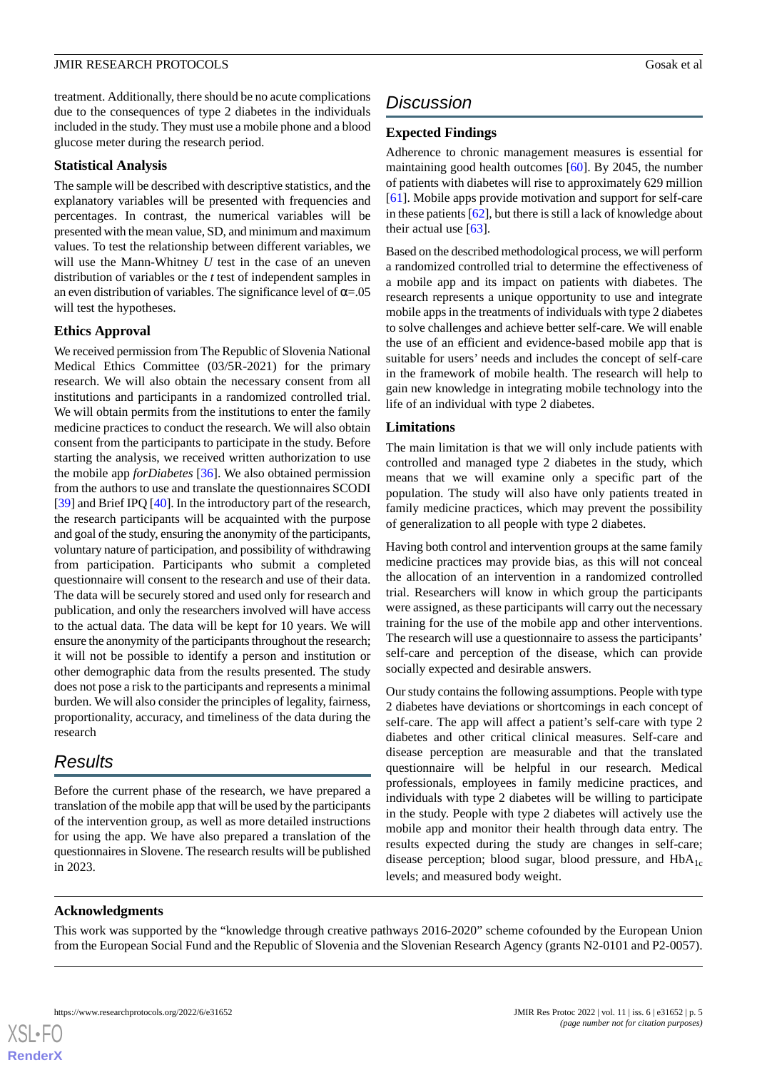treatment. Additionally, there should be no acute complications due to the consequences of type 2 diabetes in the individuals included in the study. They must use a mobile phone and a blood glucose meter during the research period.

### Statistical Analysis

The sample will be described with descriptive statistics, and the explanatory variables will be presented with frequencies and percentages. In contrast, the numerical variables will be presented with the mean value, SD, and minimum and maximum values. To test the relationship between different variables, we will use the Mann-Whitney *U* test in the case of an uneven distribution of variables or the *t* test of independent samples in an even distribution of variables. The significance level of $\alpha$=.05 will test the hypotheses.

### Ethics Approval

We received permission from The Republic of Slovenia National Medical Ethics Committee (03/5R-2021) for the primary research. We will also obtain the necessary consent from all institutions and participants in a randomized controlled trial. We will obtain permits from the institutions to enter the family medicine practices to conduct the research. We will also obtain consent from the participants to participate in the study. Before starting the analysis, we received written authorization to use the mobile app *forDiabetes* [36]. We also obtained permission from the authors to use and translate the questionnaires SCODI [39] and Brief IPQ [40]. In the introductory part of the research, the research participants will be acquainted with the purpose and goal of the study, ensuring the anonymity of the participants, voluntary nature of participation, and possibility of withdrawing from participation. Participants who submit a completed questionnaire will consent to the research and use of their data. The data will be securely stored and used only for research and publication, and only the researchers involved will have access to the actual data. The data will be kept for 10 years. We will ensure the anonymity of the participants throughout the research; it will not be possible to identify a person and institution or other demographic data from the results presented. The study does not pose a risk to the participants and represents a minimal burden. We will also consider the principles of legality, fairness, proportionality, accuracy, and timeliness of the data during the research

## Results

Before the current phase of the research, we have prepared a translation of the mobile app that will be used by the participants of the intervention group, as well as more detailed instructions for using the app. We have also prepared a translation of the questionnaires in Slovene. The research results will be published in 2023.

## Discussion

### Expected Findings

Adherence to chronic management measures is essential for maintaining good health outcomes [60]. By 2045, the number of patients with diabetes will rise to approximately 629 million [61]. Mobile apps provide motivation and support for self-care in these patients [62], but there is still a lack of knowledge about their actual use [63].

Based on the described methodological process, we will perform a randomized controlled trial to determine the effectiveness of a mobile app and its impact on patients with diabetes. The research represents a unique opportunity to use and integrate mobile apps in the treatments of individuals with type 2 diabetes to solve challenges and achieve better self-care. We will enable the use of an efficient and evidence-based mobile app that is suitable for users' needs and includes the concept of self-care in the framework of mobile health. The research will help to gain new knowledge in integrating mobile technology into the life of an individual with type 2 diabetes.

### Limitations

The main limitation is that we will only include patients with controlled and managed type 2 diabetes in the study, which means that we will examine only a specific part of the population. The study will also have only patients treated in family medicine practices, which may prevent the possibility of generalization to all people with type 2 diabetes.

Having both control and intervention groups at the same family medicine practices may provide bias, as this will not conceal the allocation of an intervention in a randomized controlled trial. Researchers will know in which group the participants were assigned, as these participants will carry out the necessary training for the use of the mobile app and other interventions. The research will use a questionnaire to assess the participants' self-care and perception of the disease, which can provide socially expected and desirable answers.

Our study contains the following assumptions. People with type 2 diabetes have deviations or shortcomings in each concept of self-care. The app will affect a patient's self-care with type 2 diabetes and other critical clinical measures. Self-care and disease perception are measurable and that the translated questionnaire will be helpful in our research. Medical professionals, employees in family medicine practices, and individuals with type 2 diabetes will be willing to participate in the study. People with type 2 diabetes will actively use the mobile app and monitor their health through data entry. The results expected during the study are changes in self-care; disease perception; blood sugar, blood pressure, and $HbA_{1c}$ levels; and measured body weight.

### Acknowledgments

This work was supported by the "knowledge through creative pathways 2016-2020" scheme cofounded by the European Union from the European Social Fund and the Republic of Slovenia and the Slovenian Research Agency (grants N2-0101 and P2-0057).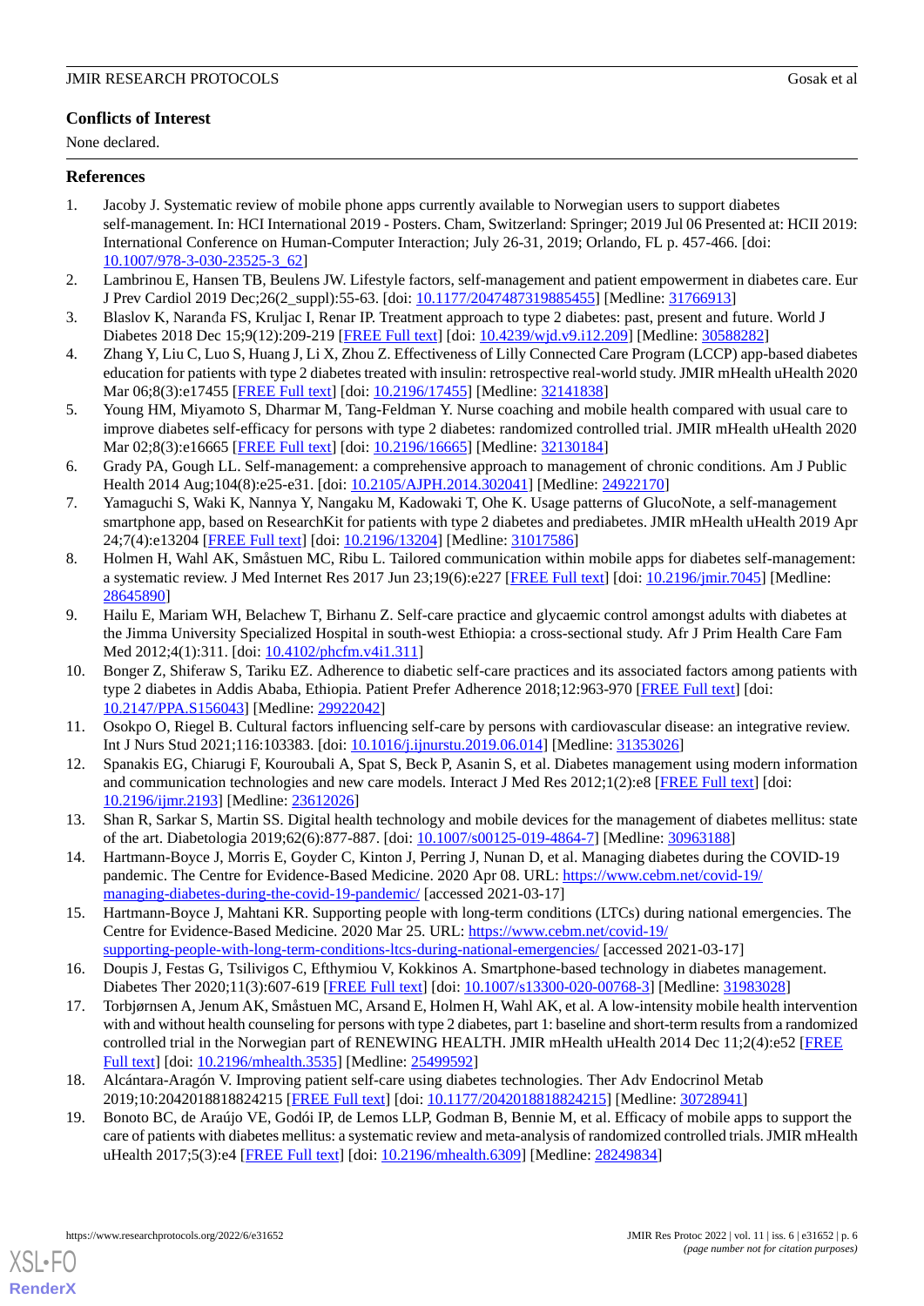## Conflicts of Interest

None declared.

## References

1. Jacoby J. Systematic review of mobile phone apps currently available to Norwegian users to support diabetes self-management. In: HCI International 2019 - Posters. Cham, Switzerland: Springer; 2019 Jul 06 Presented at: HCII 2019: International Conference on Human-Computer Interaction; July 26-31, 2019; Orlando, FL p. 457-466. [doi: 10.1007/978-3-030-23525-3_62]
2. Lambrinou E, Hansen TB, Beulens JW. Lifestyle factors, self-management and patient empowerment in diabetes care. Eur J Prev Cardiol 2019 Dec;26(2_suppl):55-63. [doi: 10.1177/2047487319885455] [Medline: 31766913]
3. Blaslov K, Naranđa FS, Kruljac I, Renar IP. Treatment approach to type 2 diabetes: past, present and future. World J Diabetes 2018 Dec 15;9(12):209-219 [FREE Full text] [doi: 10.4239/wjd.v9.i12.209] [Medline: 30588282]
4. Zhang Y, Liu C, Luo S, Huang J, Li X, Zhou Z. Effectiveness of Lilly Connected Care Program (LCCP) app-based diabetes education for patients with type 2 diabetes treated with insulin: retrospective real-world study. JMIR mHealth uHealth 2020 Mar 06;8(3):e17455 [FREE Full text] [doi: 10.2196/17455] [Medline: 32141838]
5. Young HM, Miyamoto S, Dharmar M, Tang-Feldman Y. Nurse coaching and mobile health compared with usual care to improve diabetes self-efficacy for persons with type 2 diabetes: randomized controlled trial. JMIR mHealth uHealth 2020 Mar 02;8(3):e16665 [FREE Full text] [doi: 10.2196/16665] [Medline: 32130184]
6. Grady PA, Gough LL. Self-management: a comprehensive approach to management of chronic conditions. Am J Public Health 2014 Aug;104(8):e25-e31. [doi: 10.2105/AJPH.2014.302041] [Medline: 24922170]
7. Yamaguchi S, Waki K, Nannya Y, Nangaku M, Kadowaki T, Ohe K. Usage patterns of GlucoNote, a self-management smartphone app, based on ResearchKit for patients with type 2 diabetes and prediabetes. JMIR mHealth uHealth 2019 Apr 24;7(4):e13204 [FREE Full text] [doi: 10.2196/13204] [Medline: 31017586]
8. Holmen H, Wahl AK, Småstuen MC, Ribu L. Tailored communication within mobile apps for diabetes self-management: a systematic review. J Med Internet Res 2017 Jun 23;19(6):e227 [FREE Full text] [doi: 10.2196/jmir.7045] [Medline: 28645890]
9. Hailu E, Mariam WH, Belachew T, Birhanu Z. Self-care practice and glycaemic control amongst adults with diabetes at the Jimma University Specialized Hospital in south-west Ethiopia: a cross-sectional study. Afr J Prim Health Care Fam Med 2012;4(1):311. [doi: 10.4102/phcfm.v4i1.311]
10. Bonger Z, Shiferaw S, Tariku EZ. Adherence to diabetic self-care practices and its associated factors among patients with type 2 diabetes in Addis Ababa, Ethiopia. Patient Prefer Adherence 2018;12:963-970 [FREE Full text] [doi: 10.2147/PPA.S156043] [Medline: 29922042]
11. Osokpo O, Riegel B. Cultural factors influencing self-care by persons with cardiovascular disease: an integrative review. Int J Nurs Stud 2021;116:103383. [doi: 10.1016/j.ijnurstu.2019.06.014] [Medline: 31353026]
12. Spanakis EG, Chiarugi F, Kouroubali A, Spat S, Beck P, Asanin S, et al. Diabetes management using modern information and communication technologies and new care models. Interact J Med Res 2012;1(2):e8 [FREE Full text] [doi: 10.2196/ijmr.2193] [Medline: 23612026]
13. Shan R, Sarkar S, Martin SS. Digital health technology and mobile devices for the management of diabetes mellitus: state of the art. Diabetologia 2019;62(6):877-887. [doi: 10.1007/s00125-019-4864-7] [Medline: 30963188]
14. Hartmann-Boyce J, Morris E, Goyder C, Kinton J, Perring J, Nunan D, et al. Managing diabetes during the COVID-19 pandemic. The Centre for Evidence-Based Medicine. 2020 Apr 08. URL: https://www.cebm.net/covid-19/managing-diabetes-during-the-covid-19-pandemic/ [accessed 2021-03-17]
15. Hartmann-Boyce J, Mahtani KR. Supporting people with long-term conditions (LTCs) during national emergencies. The Centre for Evidence-Based Medicine. 2020 Mar 25. URL: https://www.cebm.net/covid-19/supporting-people-with-long-term-conditions-ltcs-during-national-emergencies/ [accessed 2021-03-17]
16. Doupis J, Festas G, Tsilivigos C, Efthymiou V, Kokkinos A. Smartphone-based technology in diabetes management. Diabetes Ther 2020;11(3):607-619 [FREE Full text] [doi: 10.1007/s13300-020-00768-3] [Medline: 31983028]
17. Torbjørnsen A, Jenum AK, Småstuen MC, Arsand E, Holmen H, Wahl AK, et al. A low-intensity mobile health intervention with and without health counseling for persons with type 2 diabetes, part 1: baseline and short-term results from a randomized controlled trial in the Norwegian part of RENEWING HEALTH. JMIR mHealth uHealth 2014 Dec 11;2(4):e52 [FREE Full text] [doi: 10.2196/mhealth.3535] [Medline: 25499592]
18. Alcántara-Aragón V. Improving patient self-care using diabetes technologies. Ther Adv Endocrinol Metab 2019;10:2042018818824215 [FREE Full text] [doi: 10.1177/2042018818824215] [Medline: 30728941]
19. Bonoto BC, de Araújo VE, Godói IP, de Lemos LLP, Godman B, Bennie M, et al. Efficacy of mobile apps to support the care of patients with diabetes mellitus: a systematic review and meta-analysis of randomized controlled trials. JMIR mHealth uHealth 2017;5(3):e4 [FREE Full text] [doi: 10.2196/mhealth.6309] [Medline: 28249834]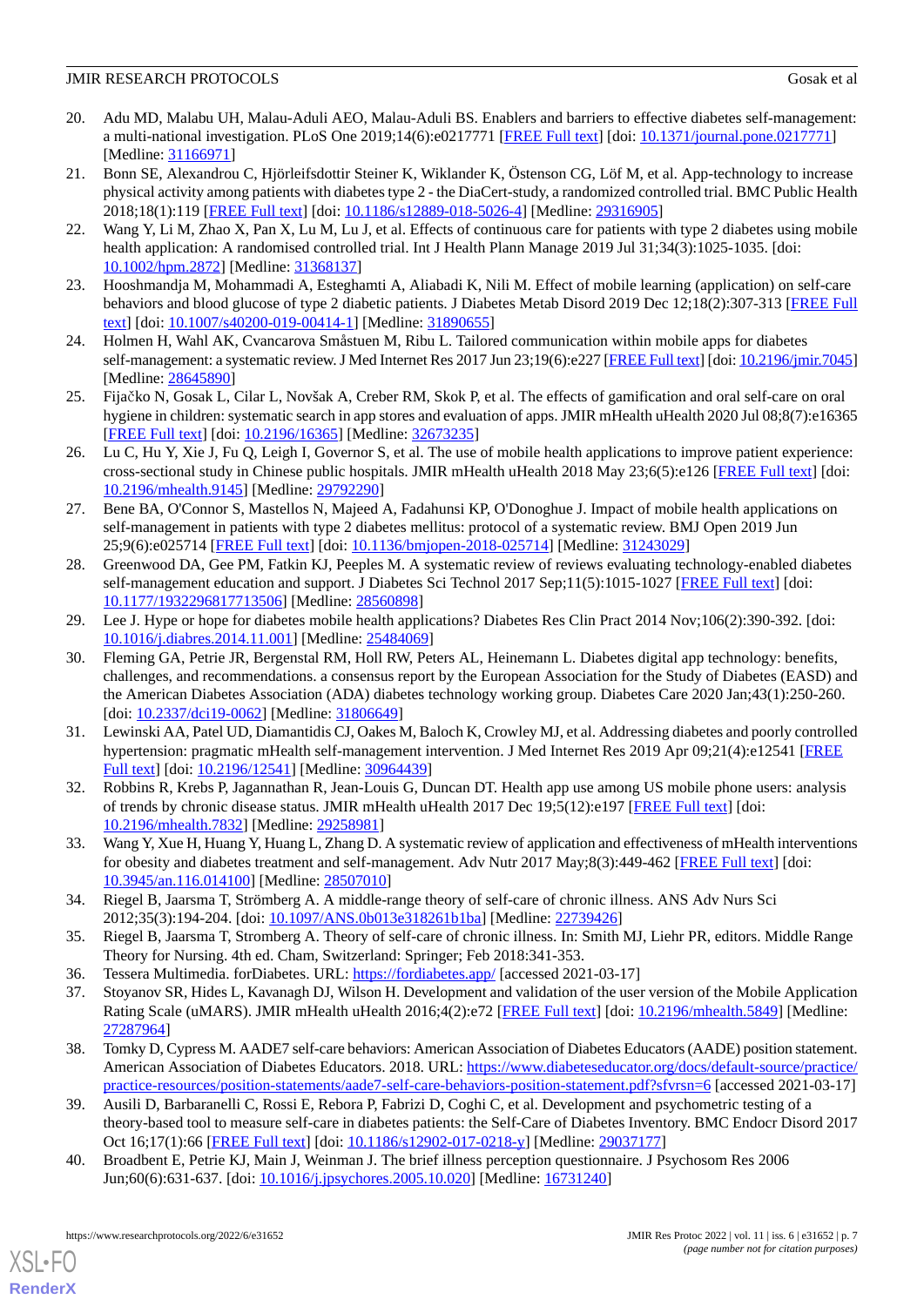20. Adu MD, Malabu UH, Malau-Aduli AEO, Malau-Aduli BS. Enablers and barriers to effective diabetes self-management: a multi-national investigation. PLoS One 2019;14(6):e0217771 [FREE Full text] [doi: 10.1371/journal.pone.0217771] [Medline: 31166971]
21. Bonn SE, Alexandrou C, Hjörleifsdottir Steiner K, Wiklander K, Östenson CG, Löf M, et al. App-technology to increase physical activity among patients with diabetes type 2 - the DiaCert-study, a randomized controlled trial. BMC Public Health 2018;18(1):119 [FREE Full text] [doi: 10.1186/s12889-018-5026-4] [Medline: 29316905]
22. Wang Y, Li M, Zhao X, Pan X, Lu M, Lu J, et al. Effects of continuous care for patients with type 2 diabetes using mobile health application: A randomised controlled trial. Int J Health Plann Manage 2019 Jul 31;34(3):1025-1035. [doi: 10.1002/hpm.2872] [Medline: 31368137]
23. Hooshmandja M, Mohammadi A, Esteghamti A, Aliabadi K, Nili M. Effect of mobile learning (application) on self-care behaviors and blood glucose of type 2 diabetic patients. J Diabetes Metab Disord 2019 Dec 12;18(2):307-313 [FREE Full text] [doi: 10.1007/s40200-019-00414-1] [Medline: 31890655]
24. Holmen H, Wahl AK, Cvancarova Småstuen M, Ribu L. Tailored communication within mobile apps for diabetes self-management: a systematic review. J Med Internet Res 2017 Jun 23;19(6):e227 [FREE Full text] [doi: 10.2196/jmir.7045] [Medline: 28645890]
25. Fijačko N, Gosak L, Cilar L, Novšak A, Creber RM, Skok P, et al. The effects of gamification and oral self-care on oral hygiene in children: systematic search in app stores and evaluation of apps. JMIR mHealth uHealth 2020 Jul 08;8(7):e16365 [FREE Full text] [doi: 10.2196/16365] [Medline: 32673235]
26. Lu C, Hu Y, Xie J, Fu Q, Leigh I, Governor S, et al. The use of mobile health applications to improve patient experience: cross-sectional study in Chinese public hospitals. JMIR mHealth uHealth 2018 May 23;6(5):e126 [FREE Full text] [doi: 10.2196/mhealth.9145] [Medline: 29792290]
27. Bene BA, O'Connor S, Mastellos N, Majeed A, Fadahunsi KP, O'Donoghue J. Impact of mobile health applications on self-management in patients with type 2 diabetes mellitus: protocol of a systematic review. BMJ Open 2019 Jun 25;9(6):e025714 [FREE Full text] [doi: 10.1136/bmjopen-2018-025714] [Medline: 31243029]
28. Greenwood DA, Gee PM, Fatkin KJ, Peeples M. A systematic review of reviews evaluating technology-enabled diabetes self-management education and support. J Diabetes Sci Technol 2017 Sep;11(5):1015-1027 [FREE Full text] [doi: 10.1177/1932296817713506] [Medline: 28560898]
29. Lee J. Hype or hope for diabetes mobile health applications? Diabetes Res Clin Pract 2014 Nov;106(2):390-392. [doi: 10.1016/j.diabres.2014.11.001] [Medline: 25484069]
30. Fleming GA, Petrie JR, Bergenstal RM, Holl RW, Peters AL, Heinemann L. Diabetes digital app technology: benefits, challenges, and recommendations. a consensus report by the European Association for the Study of Diabetes (EASD) and the American Diabetes Association (ADA) diabetes technology working group. Diabetes Care 2020 Jan;43(1):250-260. [doi: 10.2337/dci19-0062] [Medline: 31806649]
31. Lewinski AA, Patel UD, Diamantidis CJ, Oakes M, Baloch K, Crowley MJ, et al. Addressing diabetes and poorly controlled hypertension: pragmatic mHealth self-management intervention. J Med Internet Res 2019 Apr 09;21(4):e12541 [FREE Full text] [doi: 10.2196/12541] [Medline: 30964439]
32. Robbins R, Krebs P, Jagannathan R, Jean-Louis G, Duncan DT. Health app use among US mobile phone users: analysis of trends by chronic disease status. JMIR mHealth uHealth 2017 Dec 19;5(12):e197 [FREE Full text] [doi: 10.2196/mhealth.7832] [Medline: 29258981]
33. Wang Y, Xue H, Huang Y, Huang L, Zhang D. A systematic review of application and effectiveness of mHealth interventions for obesity and diabetes treatment and self-management. Adv Nutr 2017 May;8(3):449-462 [FREE Full text] [doi: 10.3945/an.116.014100] [Medline: 28507010]
34. Riegel B, Jaarsma T, Strömberg A. A middle-range theory of self-care of chronic illness. ANS Adv Nurs Sci 2012;35(3):194-204. [doi: 10.1097/ANS.0b013e318261b1ba] [Medline: 22739426]
35. Riegel B, Jaarsma T, Stromberg A. Theory of self-care of chronic illness. In: Smith MJ, Liehr PR, editors. Middle Range Theory for Nursing. 4th ed. Cham, Switzerland: Springer; Feb 2018:341-353.
36. Tessera Multimedia. forDiabetes. URL: https://fordiabetes.app/ [accessed 2021-03-17]
37. Stoyanov SR, Hides L, Kavanagh DJ, Wilson H. Development and validation of the user version of the Mobile Application Rating Scale (uMARS). JMIR mHealth uHealth 2016;4(2):e72 [FREE Full text] [doi: 10.2196/mhealth.5849] [Medline: 27287964]
38. Tomky D, Cypress M. AADE7 self-care behaviors: American Association of Diabetes Educators (AADE) position statement. American Association of Diabetes Educators. 2018. URL: https://www.diabeteseducator.org/docs/default-source/practice/practice-resources/position-statements/aade7-self-care-behaviors-position-statement.pdf?sfvrsn=6 [accessed 2021-03-17]
39. Ausili D, Barbaranelli C, Rossi E, Rebora P, Fabrizi D, Coghi C, et al. Development and psychometric testing of a theory-based tool to measure self-care in diabetes patients: the Self-Care of Diabetes Inventory. BMC Endocr Disord 2017 Oct 16;17(1):66 [FREE Full text] [doi: 10.1186/s12902-017-0218-y] [Medline: 29037177]
40. Broadbent E, Petrie KJ, Main J, Weinman J. The brief illness perception questionnaire. J Psychosom Res 2006 Jun;60(6):631-637. [doi: 10.1016/j.jpsychores.2005.10.020] [Medline: 16731240]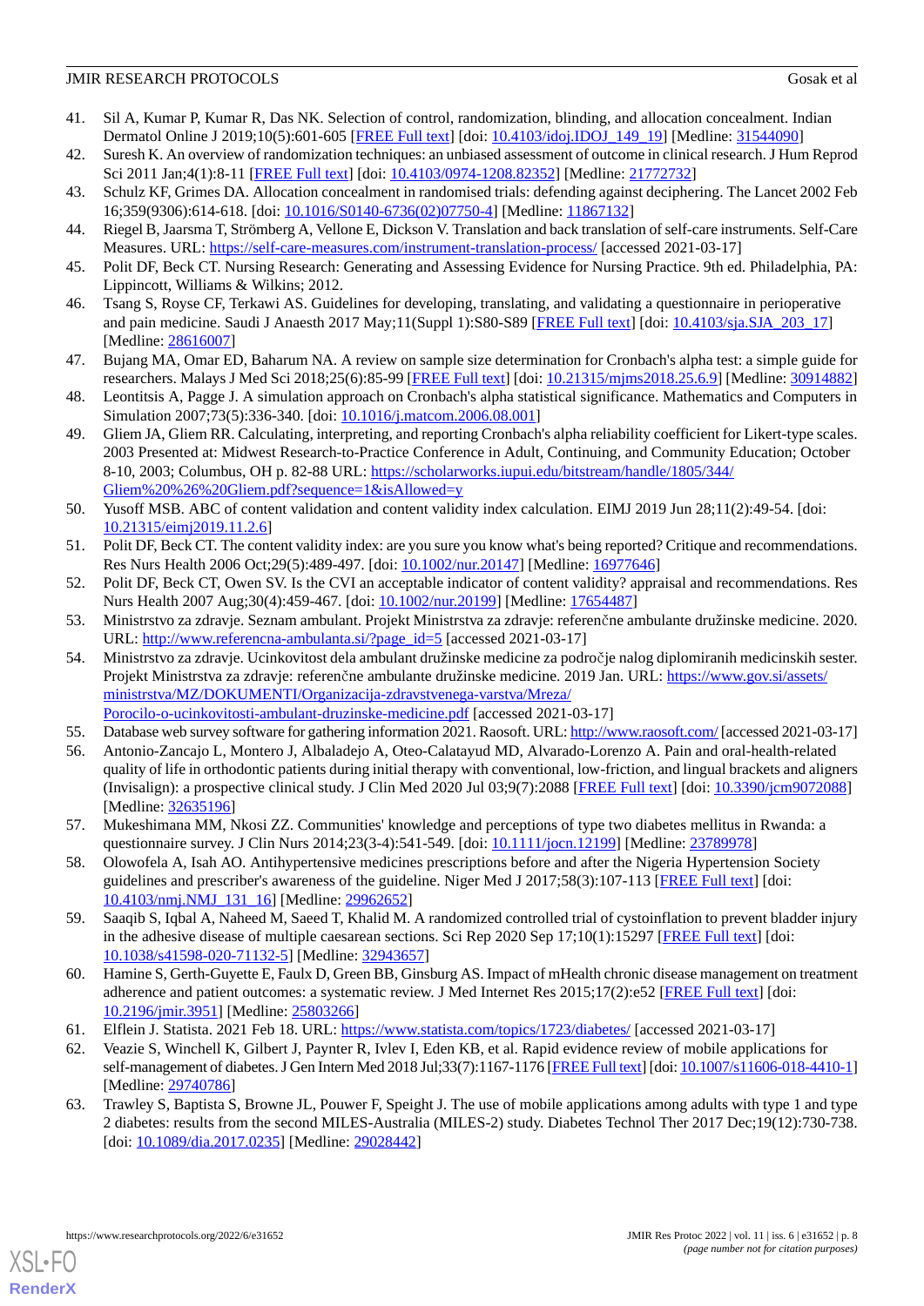41. Sil A, Kumar P, Kumar R, Das NK. Selection of control, randomization, blinding, and allocation concealment. Indian Dermatol Online J 2019;10(5):601-605 [FREE Full text] [doi: 10.4103/idoj.IDOJ_149_19] [Medline: 31544090]
42. Suresh K. An overview of randomization techniques: an unbiased assessment of outcome in clinical research. J Hum Reprod Sci 2011 Jan;4(1):8-11 [FREE Full text] [doi: 10.4103/0974-1208.82352] [Medline: 21772732]
43. Schulz KF, Grimes DA. Allocation concealment in randomised trials: defending against deciphering. The Lancet 2002 Feb 16;359(9306):614-618. [doi: 10.1016/S0140-6736(02)07750-4] [Medline: 11867132]
44. Riegel B, Jaarsma T, Strömberg A, Vellone E, Dickson V. Translation and back translation of self-care instruments. Self-Care Measures. URL: https://self-care-measures.com/instrument-translation-process/ [accessed 2021-03-17]
45. Polit DF, Beck CT. Nursing Research: Generating and Assessing Evidence for Nursing Practice. 9th ed. Philadelphia, PA: Lippincott, Williams & Wilkins; 2012.
46. Tsang S, Royse CF, Terkawi AS. Guidelines for developing, translating, and validating a questionnaire in perioperative and pain medicine. Saudi J Anaesth 2017 May;11(Suppl 1):S80-S89 [FREE Full text] [doi: 10.4103/sja.SJA_203_17] [Medline: 28616007]
47. Bujang MA, Omar ED, Baharum NA. A review on sample size determination for Cronbach's alpha test: a simple guide for researchers. Malays J Med Sci 2018;25(6):85-99 [FREE Full text] [doi: 10.21315/mjms2018.25.6.9] [Medline: 30914882]
48. Leontitsis A, Pagge J. A simulation approach on Cronbach's alpha statistical significance. Mathematics and Computers in Simulation 2007;73(5):336-340. [doi: 10.1016/j.matcom.2006.08.001]
49. Gliem JA, Gliem RR. Calculating, interpreting, and reporting Cronbach's alpha reliability coefficient for Likert-type scales. 2003 Presented at: Midwest Research-to-Practice Conference in Adult, Continuing, and Community Education; October 8-10, 2003; Columbus, OH p. 82-88 URL: https://scholarworks.iupui.edu/bitstream/handle/1805/344/Gliem%20%26%20Gliem.pdf?sequence=1&isAllowed=y
50. Yusoff MSB. ABC of content validation and content validity index calculation. EIMJ 2019 Jun 28;11(2):49-54. [doi: 10.21315/eimj2019.11.2.6]
51. Polit DF, Beck CT. The content validity index: are you sure you know what's being reported? Critique and recommendations. Res Nurs Health 2006 Oct;29(5):489-497. [doi: 10.1002/nur.20147] [Medline: 16977646]
52. Polit DF, Beck CT, Owen SV. Is the CVI an acceptable indicator of content validity? appraisal and recommendations. Res Nurs Health 2007 Aug;30(4):459-467. [doi: 10.1002/nur.20199] [Medline: 17654487]
53. Ministrstvo za zdravje. Seznam ambulant. Projekt Ministrstva za zdravje: referenčne ambulante družinske medicine. 2020. URL: http://www.referencna-ambulanta.si/?page_id=5 [accessed 2021-03-17]
54. Ministrstvo za zdravje. Ucinkovitost dela ambulant družinske medicine za področje nalog diplomiranih medicinskih sester. Projekt Ministrstva za zdravje: referenčne ambulante družinske medicine. 2019 Jan. URL: https://www.gov.si/assets/ministrstva/MZ/DOKUMENTI/Organizacija-zdravstvenega-varstva/Mreza/Porocilo-o-ucinkovitosti-ambulant-druzinske-medicine.pdf [accessed 2021-03-17]
55. Database web survey software for gathering information 2021. Raosoft. URL: http://www.raosoft.com/ [accessed 2021-03-17]
56. Antonio-Zancajo L, Montero J, Albaladejo A, Oteo-Calatayud MD, Alvarado-Lorenzo A. Pain and oral-health-related quality of life in orthodontic patients during initial therapy with conventional, low-friction, and lingual brackets and aligners (Invisalign): a prospective clinical study. J Clin Med 2020 Jul 03;9(7):2088 [FREE Full text] [doi: 10.3390/jcm9072088] [Medline: 32635196]
57. Mukeshimana MM, Nkosi ZZ. Communities' knowledge and perceptions of type two diabetes mellitus in Rwanda: a questionnaire survey. J Clin Nurs 2014;23(3-4):541-549. [doi: 10.1111/jocn.12199] [Medline: 23789978]
58. Olowofela A, Isah AO. Antihypertensive medicines prescriptions before and after the Nigeria Hypertension Society guidelines and prescriber's awareness of the guideline. Niger Med J 2017;58(3):107-113 [FREE Full text] [doi: 10.4103/nmj.NMJ_131_16] [Medline: 29962652]
59. Saaqib S, Iqbal A, Naheed M, Saeed T, Khalid M. A randomized controlled trial of cystoinflation to prevent bladder injury in the adhesive disease of multiple caesarean sections. Sci Rep 2020 Sep 17;10(1):15297 [FREE Full text] [doi: 10.1038/s41598-020-71132-5] [Medline: 32943657]
60. Hamine S, Gerth-Guyette E, Faulx D, Green BB, Ginsburg AS. Impact of mHealth chronic disease management on treatment adherence and patient outcomes: a systematic review. J Med Internet Res 2015;17(2):e52 [FREE Full text] [doi: 10.2196/jmir.3951] [Medline: 25803266]
61. Elflein J. Statista. 2021 Feb 18. URL: https://www.statista.com/topics/1723/diabetes/ [accessed 2021-03-17]
62. Veazie S, Winchell K, Gilbert J, Paynter R, Ivlev I, Eden KB, et al. Rapid evidence review of mobile applications for self-management of diabetes. J Gen Intern Med 2018 Jul;33(7):1167-1176 [FREE Full text] [doi: 10.1007/s11606-018-4410-1] [Medline: 29740786]
63. Trawley S, Baptista S, Browne JL, Pouwer F, Speight J. The use of mobile applications among adults with type 1 and type 2 diabetes: results from the second MILES-Australia (MILES-2) study. Diabetes Technol Ther 2017 Dec;19(12):730-738. [doi: 10.1089/dia.2017.0235] [Medline: 29028442]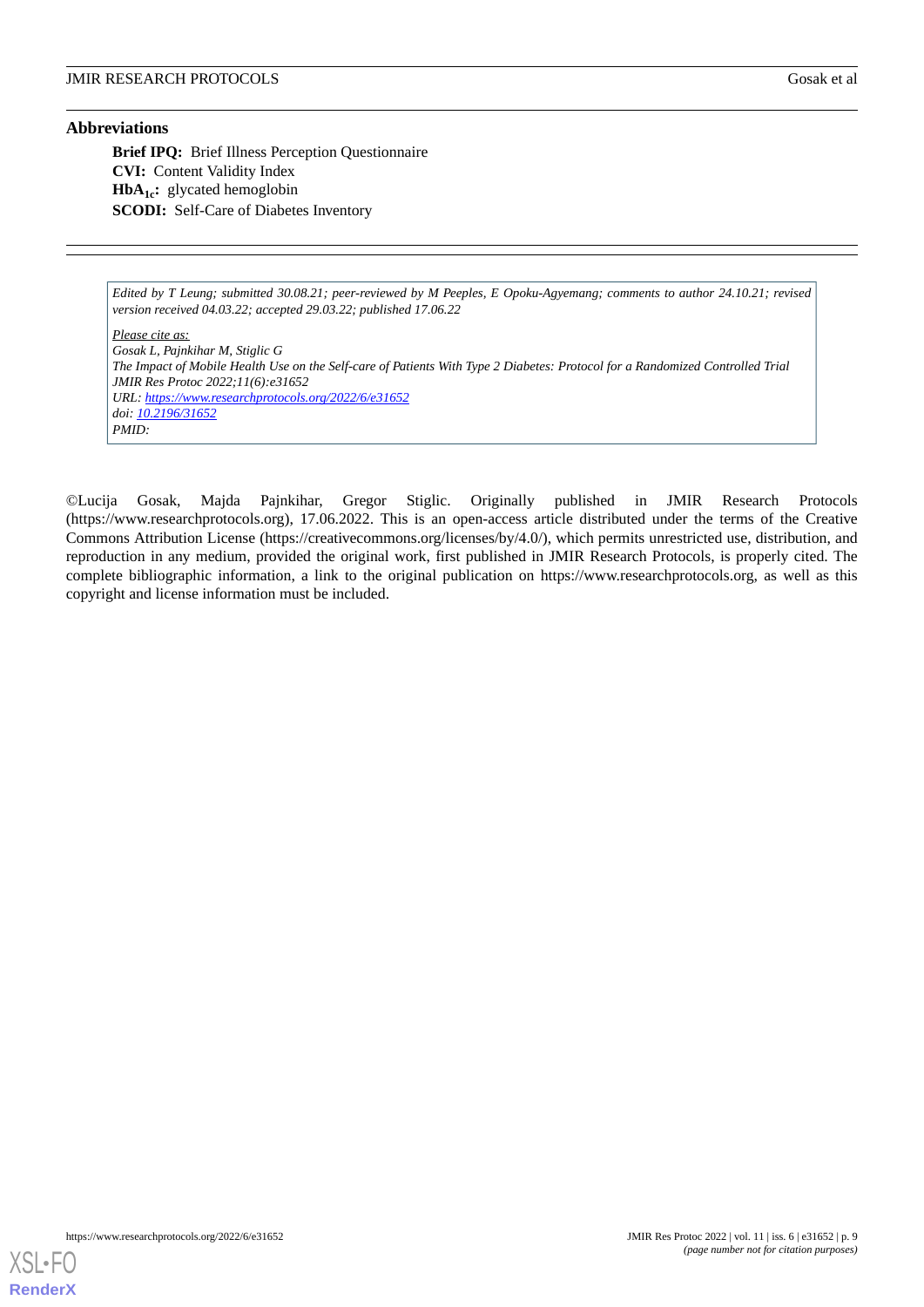## Abbreviations

**Brief IPQ:** Brief Illness Perception Questionnaire
**CVI:** Content Validity Index
**$HbA_{1c}$:** glycated hemoglobin
**SCODI:** Self-Care of Diabetes Inventory

*Edited by T Leung; submitted 30.08.21; peer-reviewed by M Peeples, E Opoku-Agyemang; comments to author 24.10.21; revised version received 04.03.22; accepted 29.03.22; published 17.06.22*

*Please cite as:*
*Gosak L, Pajnkihar M, Stiglic G*
*The Impact of Mobile Health Use on the Self-care of Patients With Type 2 Diabetes: Protocol for a Randomized Controlled Trial*
*JMIR Res Protoc 2022;11(6):e31652*
*URL: https://www.researchprotocols.org/2022/6/e31652*
*doi: 10.2196/31652*
*PMID:*

©Lucija Gosak, Majda Pajnkihar, Gregor Stiglic. Originally published in JMIR Research Protocols (https://www.researchprotocols.org), 17.06.2022. This is an open-access article distributed under the terms of the Creative Commons Attribution License (https://creativecommons.org/licenses/by/4.0/), which permits unrestricted use, distribution, and reproduction in any medium, provided the original work, first published in JMIR Research Protocols, is properly cited. The complete bibliographic information, a link to the original publication on https://www.researchprotocols.org, as well as this copyright and license information must be included.